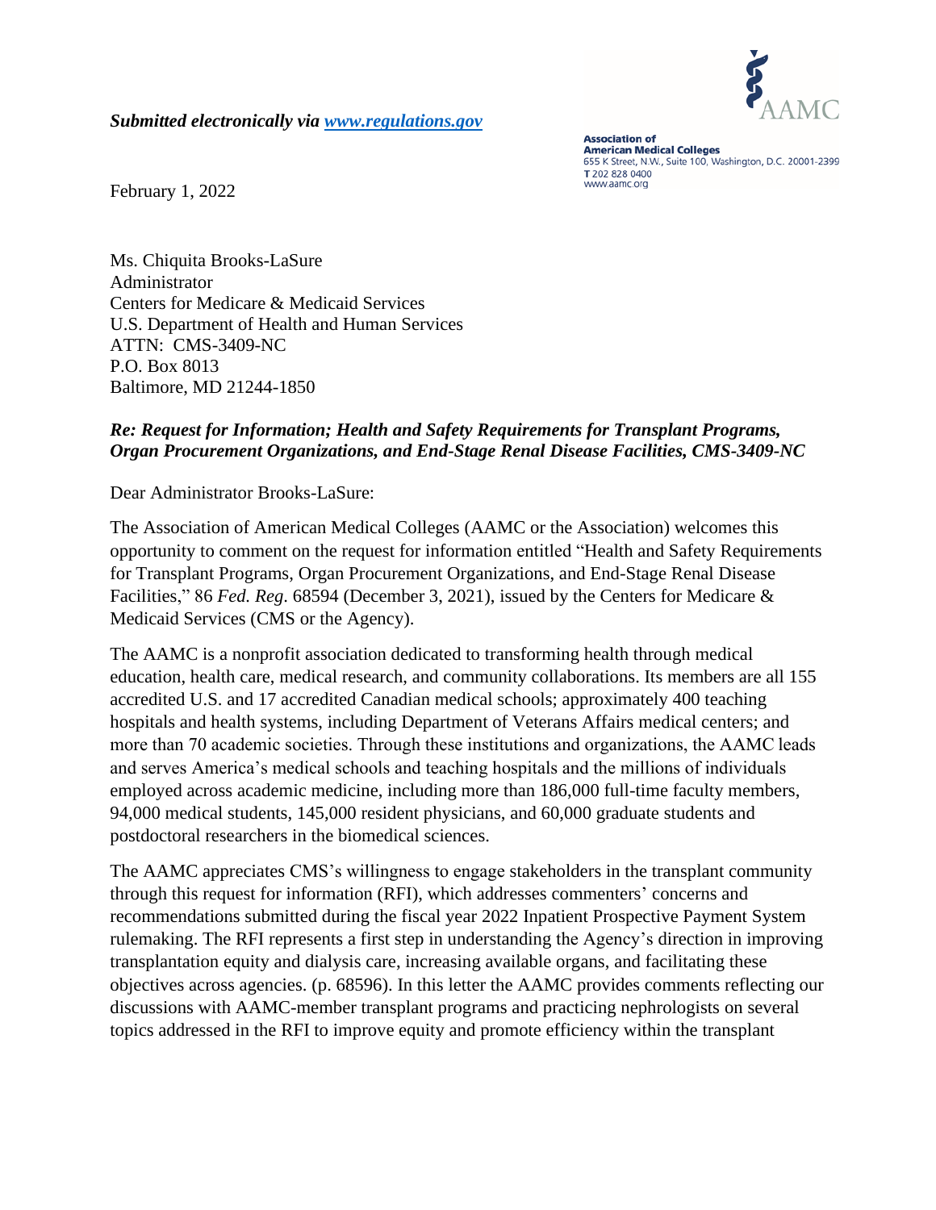***Submitted electronically via [www.regulations.gov](www.regulations.gov)***

AAMC
**Association of American Medical Colleges**
655 K Street, N.W., Suite 100, Washington, D.C. 20001-2399
T 202 828 0400
www.aamc.org

February 1, 2022

Ms. Chiquita Brooks-LaSure
Administrator
Centers for Medicare & Medicaid Services
U.S. Department of Health and Human Services
ATTN: CMS-3409-NC
P.O. Box 8013
Baltimore, MD 21244-1850

***Re: Request for Information; Health and Safety Requirements for Transplant Programs, Organ Procurement Organizations, and End-Stage Renal Disease Facilities, CMS-3409-NC***

Dear Administrator Brooks-LaSure:

The Association of American Medical Colleges (AAMC or the Association) welcomes this opportunity to comment on the request for information entitled "Health and Safety Requirements for Transplant Programs, Organ Procurement Organizations, and End-Stage Renal Disease Facilities," 86 *Fed. Reg*. 68594 (December 3, 2021), issued by the Centers for Medicare & Medicaid Services (CMS or the Agency).

The AAMC is a nonprofit association dedicated to transforming health through medical education, health care, medical research, and community collaborations. Its members are all 155 accredited U.S. and 17 accredited Canadian medical schools; approximately 400 teaching hospitals and health systems, including Department of Veterans Affairs medical centers; and more than 70 academic societies. Through these institutions and organizations, the AAMC leads and serves America's medical schools and teaching hospitals and the millions of individuals employed across academic medicine, including more than 186,000 full-time faculty members, 94,000 medical students, 145,000 resident physicians, and 60,000 graduate students and postdoctoral researchers in the biomedical sciences.

The AAMC appreciates CMS's willingness to engage stakeholders in the transplant community through this request for information (RFI), which addresses commenters' concerns and recommendations submitted during the fiscal year 2022 Inpatient Prospective Payment System rulemaking. The RFI represents a first step in understanding the Agency's direction in improving transplantation equity and dialysis care, increasing available organs, and facilitating these objectives across agencies. (p. 68596). In this letter the AAMC provides comments reflecting our discussions with AAMC-member transplant programs and practicing nephrologists on several topics addressed in the RFI to improve equity and promote efficiency within the transplant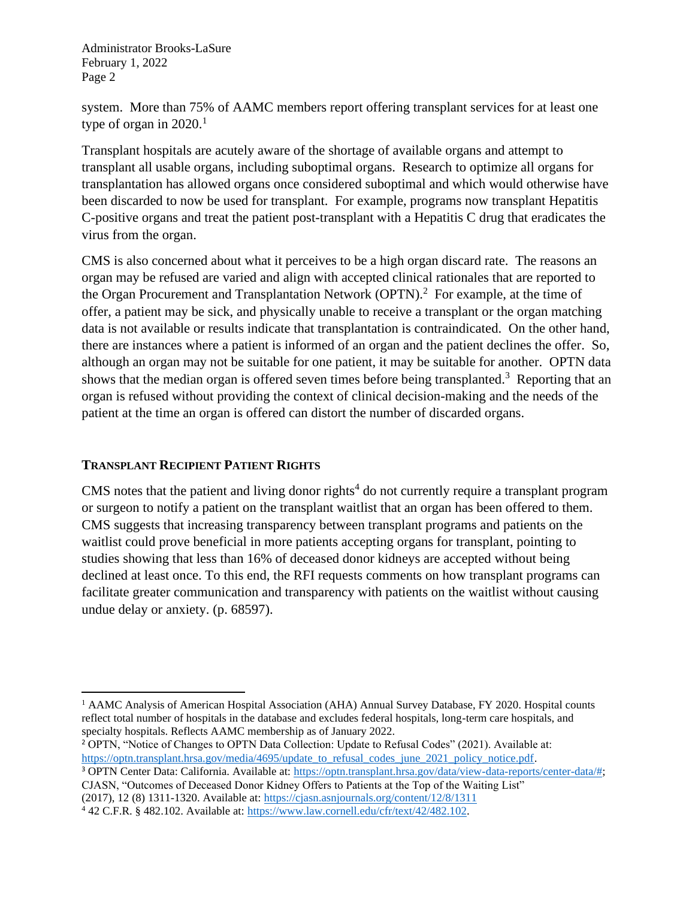system. More than 75% of AAMC members report offering transplant services for at least one type of organ in 2020.[1]

Transplant hospitals are acutely aware of the shortage of available organs and attempt to transplant all usable organs, including suboptimal organs. Research to optimize all organs for transplantation has allowed organs once considered suboptimal and which would otherwise have been discarded to now be used for transplant. For example, programs now transplant Hepatitis C-positive organs and treat the patient post-transplant with a Hepatitis C drug that eradicates the virus from the organ.

CMS is also concerned about what it perceives to be a high organ discard rate. The reasons an organ may be refused are varied and align with accepted clinical rationales that are reported to the Organ Procurement and Transplantation Network (OPTN).[2] For example, at the time of offer, a patient may be sick, and physically unable to receive a transplant or the organ matching data is not available or results indicate that transplantation is contraindicated. On the other hand, there are instances where a patient is informed of an organ and the patient declines the offer. So, although an organ may not be suitable for one patient, it may be suitable for another. OPTN data shows that the median organ is offered seven times before being transplanted.[3] Reporting that an organ is refused without providing the context of clinical decision-making and the needs of the patient at the time an organ is offered can distort the number of discarded organs.

## TRANSPLANT RECIPIENT PATIENT RIGHTS

CMS notes that the patient and living donor rights[4] do not currently require a transplant program or surgeon to notify a patient on the transplant waitlist that an organ has been offered to them. CMS suggests that increasing transparency between transplant programs and patients on the waitlist could prove beneficial in more patients accepting organs for transplant, pointing to studies showing that less than 16% of deceased donor kidneys are accepted without being declined at least once. To this end, the RFI requests comments on how transplant programs can facilitate greater communication and transparency with patients on the waitlist without causing undue delay or anxiety. (p. 68597).

---

[1] AAMC Analysis of American Hospital Association (AHA) Annual Survey Database, FY 2020. Hospital counts reflect total number of hospitals in the database and excludes federal hospitals, long-term care hospitals, and specialty hospitals. Reflects AAMC membership as of January 2022.

[2] OPTN, "Notice of Changes to OPTN Data Collection: Update to Refusal Codes" (2021). Available at: https://optn.transplant.hrsa.gov/media/4695/update_to_refusal_codes_june_2021_policy_notice.pdf.

[3] OPTN Center Data: California. Available at: https://optn.transplant.hrsa.gov/data/view-data-reports/center-data/#; CJASN, "Outcomes of Deceased Donor Kidney Offers to Patients at the Top of the Waiting List" (2017), 12 (8) 1311-1320. Available at: https://cjasn.asnjournals.org/content/12/8/1311

[4] 42 C.F.R. § 482.102. Available at: https://www.law.cornell.edu/cfr/text/42/482.102.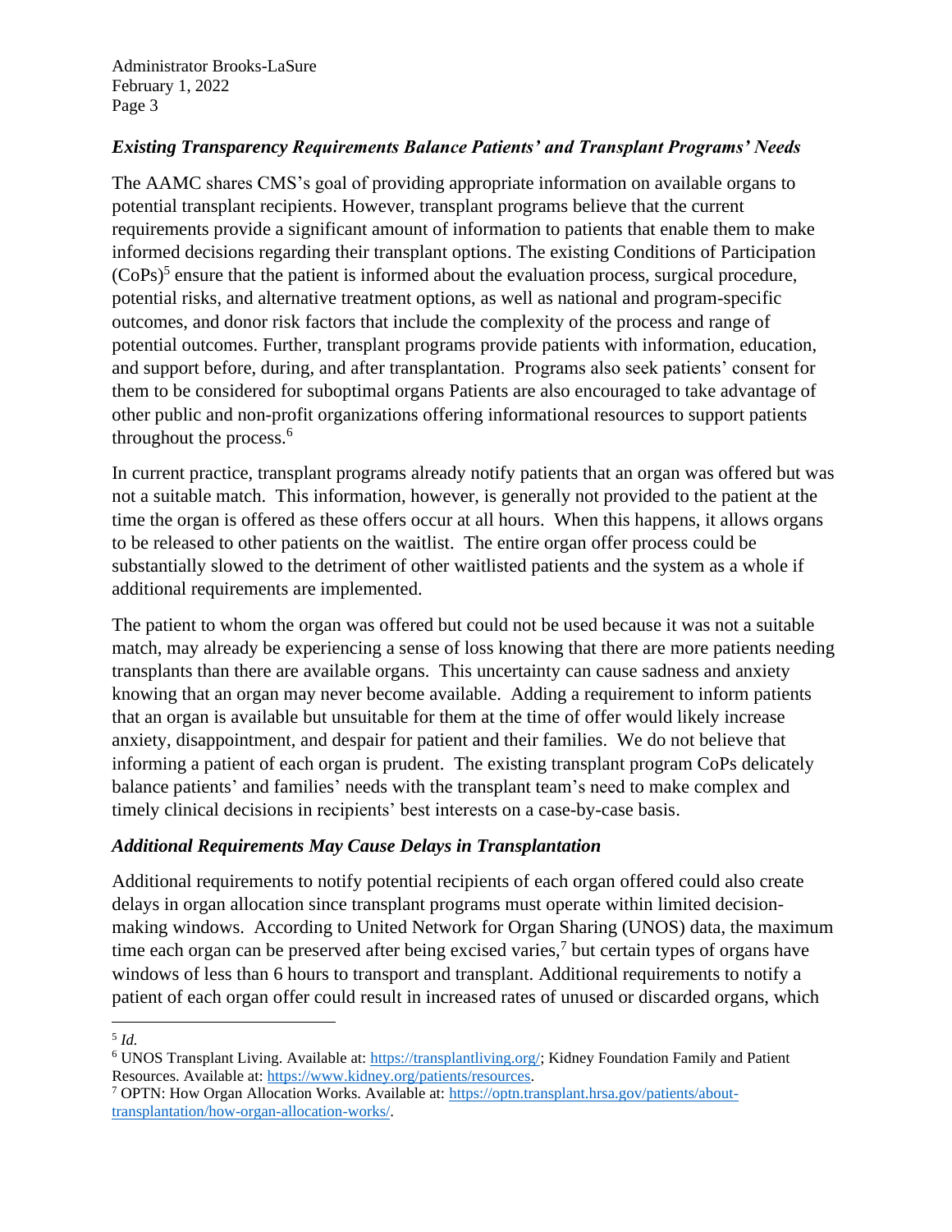### *Existing Transparency Requirements Balance Patients' and Transplant Programs' Needs*

The AAMC shares CMS's goal of providing appropriate information on available organs to potential transplant recipients. However, transplant programs believe that the current requirements provide a significant amount of information to patients that enable them to make informed decisions regarding their transplant options. The existing Conditions of Participation (CoPs)[5] ensure that the patient is informed about the evaluation process, surgical procedure, potential risks, and alternative treatment options, as well as national and program-specific outcomes, and donor risk factors that include the complexity of the process and range of potential outcomes. Further, transplant programs provide patients with information, education, and support before, during, and after transplantation. Programs also seek patients' consent for them to be considered for suboptimal organs Patients are also encouraged to take advantage of other public and non-profit organizations offering informational resources to support patients throughout the process.[6]

In current practice, transplant programs already notify patients that an organ was offered but was not a suitable match. This information, however, is generally not provided to the patient at the time the organ is offered as these offers occur at all hours. When this happens, it allows organs to be released to other patients on the waitlist. The entire organ offer process could be substantially slowed to the detriment of other waitlisted patients and the system as a whole if additional requirements are implemented.

The patient to whom the organ was offered but could not be used because it was not a suitable match, may already be experiencing a sense of loss knowing that there are more patients needing transplants than there are available organs. This uncertainty can cause sadness and anxiety knowing that an organ may never become available. Adding a requirement to inform patients that an organ is available but unsuitable for them at the time of offer would likely increase anxiety, disappointment, and despair for patient and their families. We do not believe that informing a patient of each organ is prudent. The existing transplant program CoPs delicately balance patients' and families' needs with the transplant team's need to make complex and timely clinical decisions in recipients' best interests on a case-by-case basis.

### *Additional Requirements May Cause Delays in Transplantation*

Additional requirements to notify potential recipients of each organ offered could also create delays in organ allocation since transplant programs must operate within limited decision-making windows. According to United Network for Organ Sharing (UNOS) data, the maximum time each organ can be preserved after being excised varies,[7] but certain types of organs have windows of less than 6 hours to transport and transplant. Additional requirements to notify a patient of each organ offer could result in increased rates of unused or discarded organs, which

---

[5] *Id.*

[6] UNOS Transplant Living. Available at: https://transplantliving.org/; Kidney Foundation Family and Patient Resources. Available at: https://www.kidney.org/patients/resources.

[7] OPTN: How Organ Allocation Works. Available at: https://optn.transplant.hrsa.gov/patients/about-transplantation/how-organ-allocation-works/.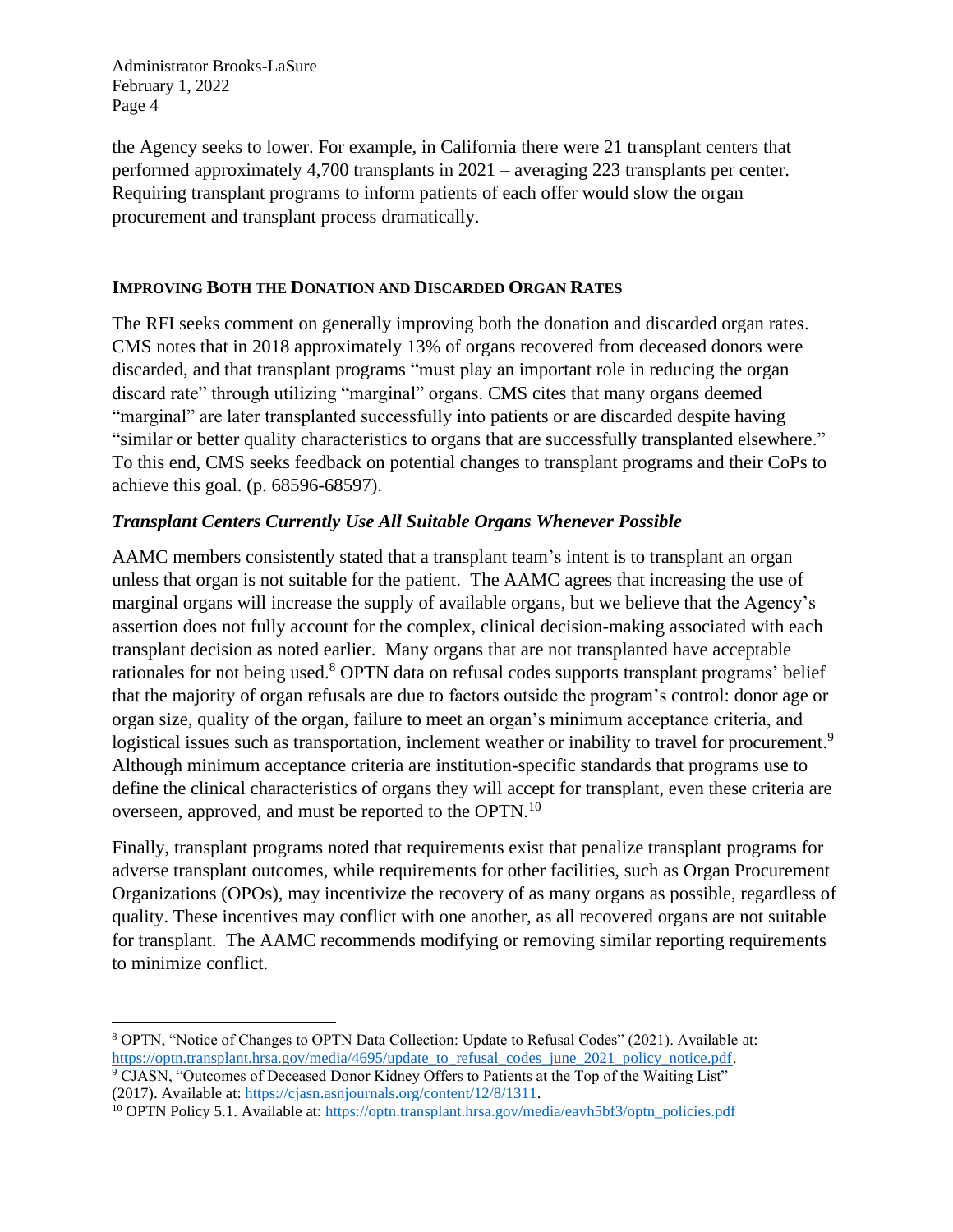the Agency seeks to lower. For example, in California there were 21 transplant centers that performed approximately 4,700 transplants in 2021 – averaging 223 transplants per center. Requiring transplant programs to inform patients of each offer would slow the organ procurement and transplant process dramatically.

## IMPROVING BOTH THE DONATION AND DISCARDED ORGAN RATES

The RFI seeks comment on generally improving both the donation and discarded organ rates. CMS notes that in 2018 approximately 13% of organs recovered from deceased donors were discarded, and that transplant programs "must play an important role in reducing the organ discard rate" through utilizing "marginal" organs. CMS cites that many organs deemed "marginal" are later transplanted successfully into patients or are discarded despite having "similar or better quality characteristics to organs that are successfully transplanted elsewhere." To this end, CMS seeks feedback on potential changes to transplant programs and their CoPs to achieve this goal. (p. 68596-68597).

### *Transplant Centers Currently Use All Suitable Organs Whenever Possible*

AAMC members consistently stated that a transplant team's intent is to transplant an organ unless that organ is not suitable for the patient. The AAMC agrees that increasing the use of marginal organs will increase the supply of available organs, but we believe that the Agency's assertion does not fully account for the complex, clinical decision-making associated with each transplant decision as noted earlier. Many organs that are not transplanted have acceptable rationales for not being used.[8] OPTN data on refusal codes supports transplant programs' belief that the majority of organ refusals are due to factors outside the program's control: donor age or organ size, quality of the organ, failure to meet an organ's minimum acceptance criteria, and logistical issues such as transportation, inclement weather or inability to travel for procurement.[9] Although minimum acceptance criteria are institution-specific standards that programs use to define the clinical characteristics of organs they will accept for transplant, even these criteria are overseen, approved, and must be reported to the OPTN.[10]

Finally, transplant programs noted that requirements exist that penalize transplant programs for adverse transplant outcomes, while requirements for other facilities, such as Organ Procurement Organizations (OPOs), may incentivize the recovery of as many organs as possible, regardless of quality. These incentives may conflict with one another, as all recovered organs are not suitable for transplant. The AAMC recommends modifying or removing similar reporting requirements to minimize conflict.

---

[8] OPTN, "Notice of Changes to OPTN Data Collection: Update to Refusal Codes" (2021). Available at: https://optn.transplant.hrsa.gov/media/4695/update_to_refusal_codes_june_2021_policy_notice.pdf.

[9] CJASN, "Outcomes of Deceased Donor Kidney Offers to Patients at the Top of the Waiting List" (2017). Available at: https://cjasn.asnjournals.org/content/12/8/1311.

[10] OPTN Policy 5.1. Available at: https://optn.transplant.hrsa.gov/media/eavh5bf3/optn_policies.pdf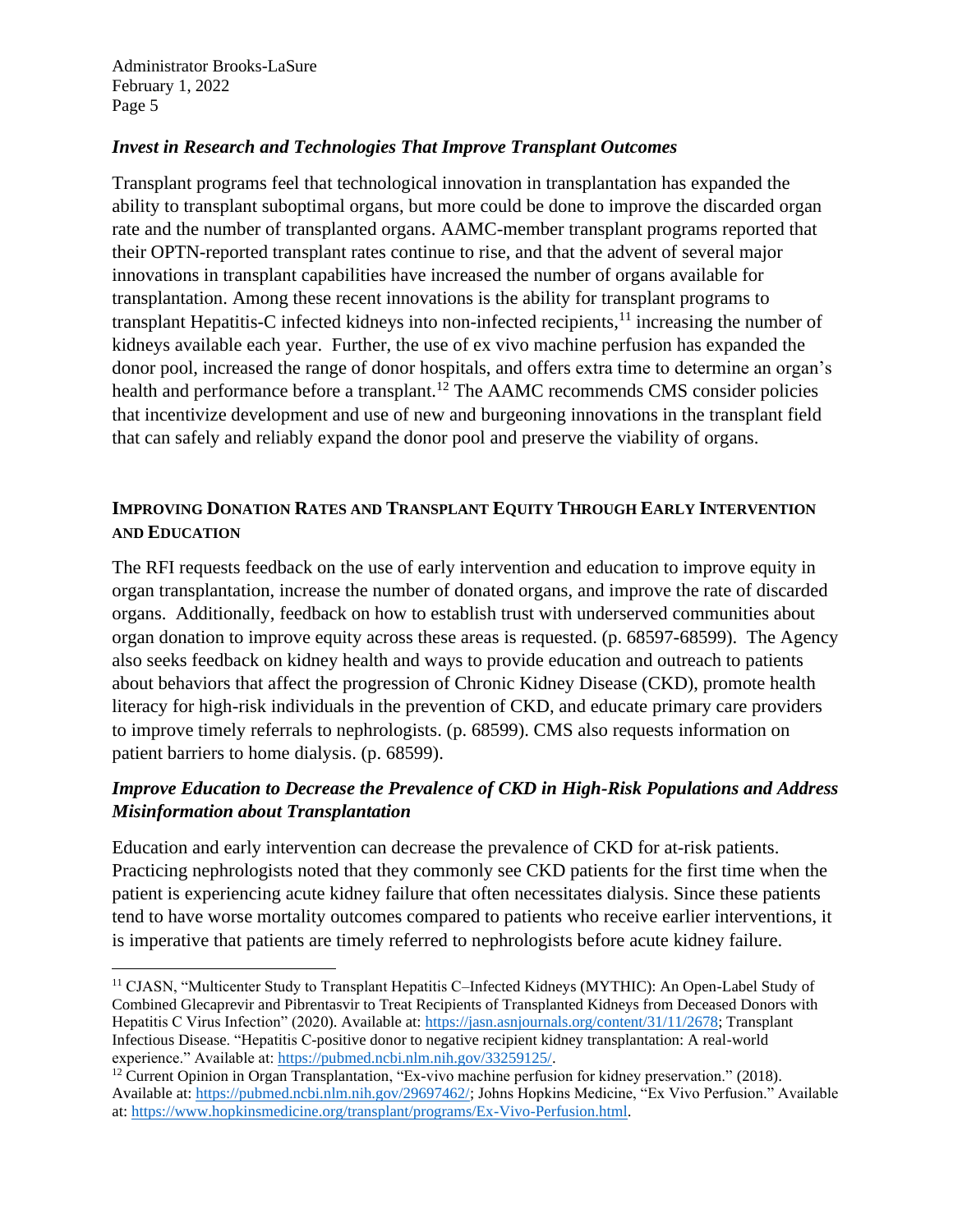### *Invest in Research and Technologies That Improve Transplant Outcomes*

Transplant programs feel that technological innovation in transplantation has expanded the ability to transplant suboptimal organs, but more could be done to improve the discarded organ rate and the number of transplanted organs. AAMC-member transplant programs reported that their OPTN-reported transplant rates continue to rise, and that the advent of several major innovations in transplant capabilities have increased the number of organs available for transplantation. Among these recent innovations is the ability for transplant programs to transplant Hepatitis-C infected kidneys into non-infected recipients,[11] increasing the number of kidneys available each year. Further, the use of ex vivo machine perfusion has expanded the donor pool, increased the range of donor hospitals, and offers extra time to determine an organ's health and performance before a transplant.[12] The AAMC recommends CMS consider policies that incentivize development and use of new and burgeoning innovations in the transplant field that can safely and reliably expand the donor pool and preserve the viability of organs.

## IMPROVING DONATION RATES AND TRANSPLANT EQUITY THROUGH EARLY INTERVENTION AND EDUCATION

The RFI requests feedback on the use of early intervention and education to improve equity in organ transplantation, increase the number of donated organs, and improve the rate of discarded organs. Additionally, feedback on how to establish trust with underserved communities about organ donation to improve equity across these areas is requested. (p. 68597-68599). The Agency also seeks feedback on kidney health and ways to provide education and outreach to patients about behaviors that affect the progression of Chronic Kidney Disease (CKD), promote health literacy for high-risk individuals in the prevention of CKD, and educate primary care providers to improve timely referrals to nephrologists. (p. 68599). CMS also requests information on patient barriers to home dialysis. (p. 68599).

### *Improve Education to Decrease the Prevalence of CKD in High-Risk Populations and Address Misinformation about Transplantation*

Education and early intervention can decrease the prevalence of CKD for at-risk patients. Practicing nephrologists noted that they commonly see CKD patients for the first time when the patient is experiencing acute kidney failure that often necessitates dialysis. Since these patients tend to have worse mortality outcomes compared to patients who receive earlier interventions, it is imperative that patients are timely referred to nephrologists before acute kidney failure.

---

[11] CJASN, "Multicenter Study to Transplant Hepatitis C–Infected Kidneys (MYTHIC): An Open-Label Study of Combined Glecaprevir and Pibrentasvir to Treat Recipients of Transplanted Kidneys from Deceased Donors with Hepatitis C Virus Infection" (2020). Available at: https://jasn.asnjournals.org/content/31/11/2678; Transplant Infectious Disease. "Hepatitis C-positive donor to negative recipient kidney transplantation: A real-world experience." Available at: https://pubmed.ncbi.nlm.nih.gov/33259125/.

[12] Current Opinion in Organ Transplantation, "Ex-vivo machine perfusion for kidney preservation." (2018). Available at: https://pubmed.ncbi.nlm.nih.gov/29697462/; Johns Hopkins Medicine, "Ex Vivo Perfusion." Available at: https://www.hopkinsmedicine.org/transplant/programs/Ex-Vivo-Perfusion.html.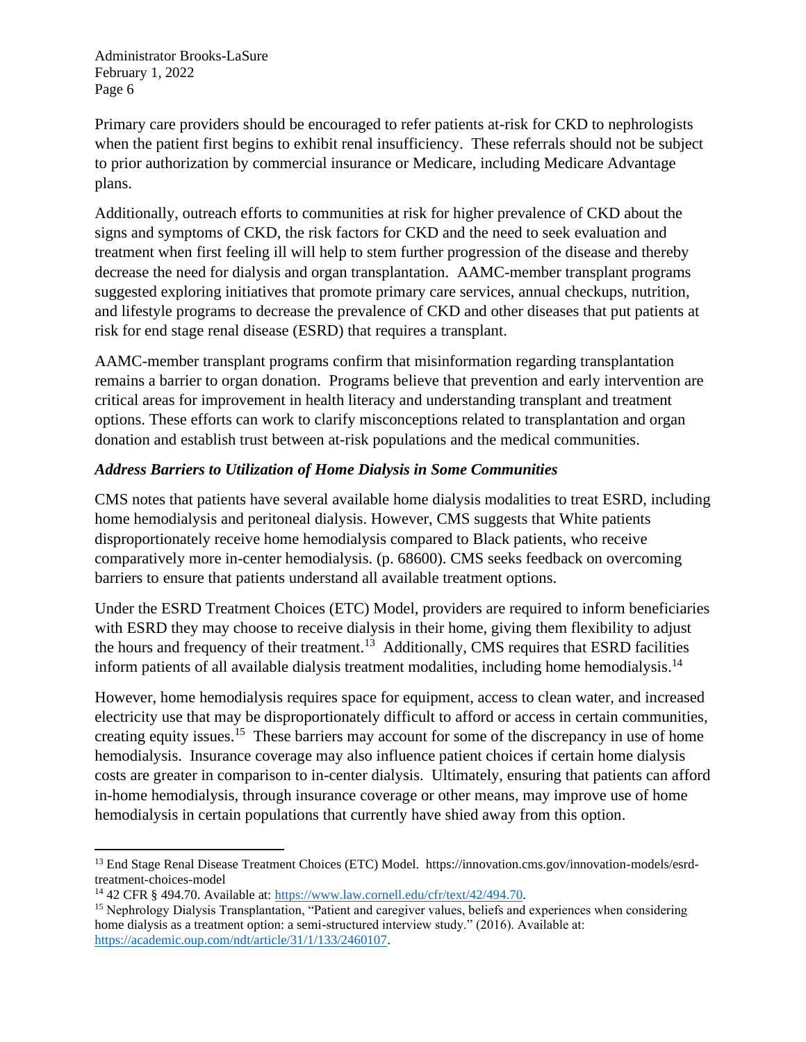Primary care providers should be encouraged to refer patients at-risk for CKD to nephrologists when the patient first begins to exhibit renal insufficiency. These referrals should not be subject to prior authorization by commercial insurance or Medicare, including Medicare Advantage plans.

Additionally, outreach efforts to communities at risk for higher prevalence of CKD about the signs and symptoms of CKD, the risk factors for CKD and the need to seek evaluation and treatment when first feeling ill will help to stem further progression of the disease and thereby decrease the need for dialysis and organ transplantation. AAMC-member transplant programs suggested exploring initiatives that promote primary care services, annual checkups, nutrition, and lifestyle programs to decrease the prevalence of CKD and other diseases that put patients at risk for end stage renal disease (ESRD) that requires a transplant.

AAMC-member transplant programs confirm that misinformation regarding transplantation remains a barrier to organ donation. Programs believe that prevention and early intervention are critical areas for improvement in health literacy and understanding transplant and treatment options. These efforts can work to clarify misconceptions related to transplantation and organ donation and establish trust between at-risk populations and the medical communities.

### *Address Barriers to Utilization of Home Dialysis in Some Communities*

CMS notes that patients have several available home dialysis modalities to treat ESRD, including home hemodialysis and peritoneal dialysis. However, CMS suggests that White patients disproportionately receive home hemodialysis compared to Black patients, who receive comparatively more in-center hemodialysis. (p. 68600). CMS seeks feedback on overcoming barriers to ensure that patients understand all available treatment options.

Under the ESRD Treatment Choices (ETC) Model, providers are required to inform beneficiaries with ESRD they may choose to receive dialysis in their home, giving them flexibility to adjust the hours and frequency of their treatment.[13] Additionally, CMS requires that ESRD facilities inform patients of all available dialysis treatment modalities, including home hemodialysis.[14]

However, home hemodialysis requires space for equipment, access to clean water, and increased electricity use that may be disproportionately difficult to afford or access in certain communities, creating equity issues.[15] These barriers may account for some of the discrepancy in use of home hemodialysis. Insurance coverage may also influence patient choices if certain home dialysis costs are greater in comparison to in-center dialysis. Ultimately, ensuring that patients can afford in-home hemodialysis, through insurance coverage or other means, may improve use of home hemodialysis in certain populations that currently have shied away from this option.

---

[13] End Stage Renal Disease Treatment Choices (ETC) Model. https://innovation.cms.gov/innovation-models/esrd-treatment-choices-model

[14] 42 CFR § 494.70. Available at: https://www.law.cornell.edu/cfr/text/42/494.70.

[15] Nephrology Dialysis Transplantation, "Patient and caregiver values, beliefs and experiences when considering home dialysis as a treatment option: a semi-structured interview study." (2016). Available at: https://academic.oup.com/ndt/article/31/1/133/2460107.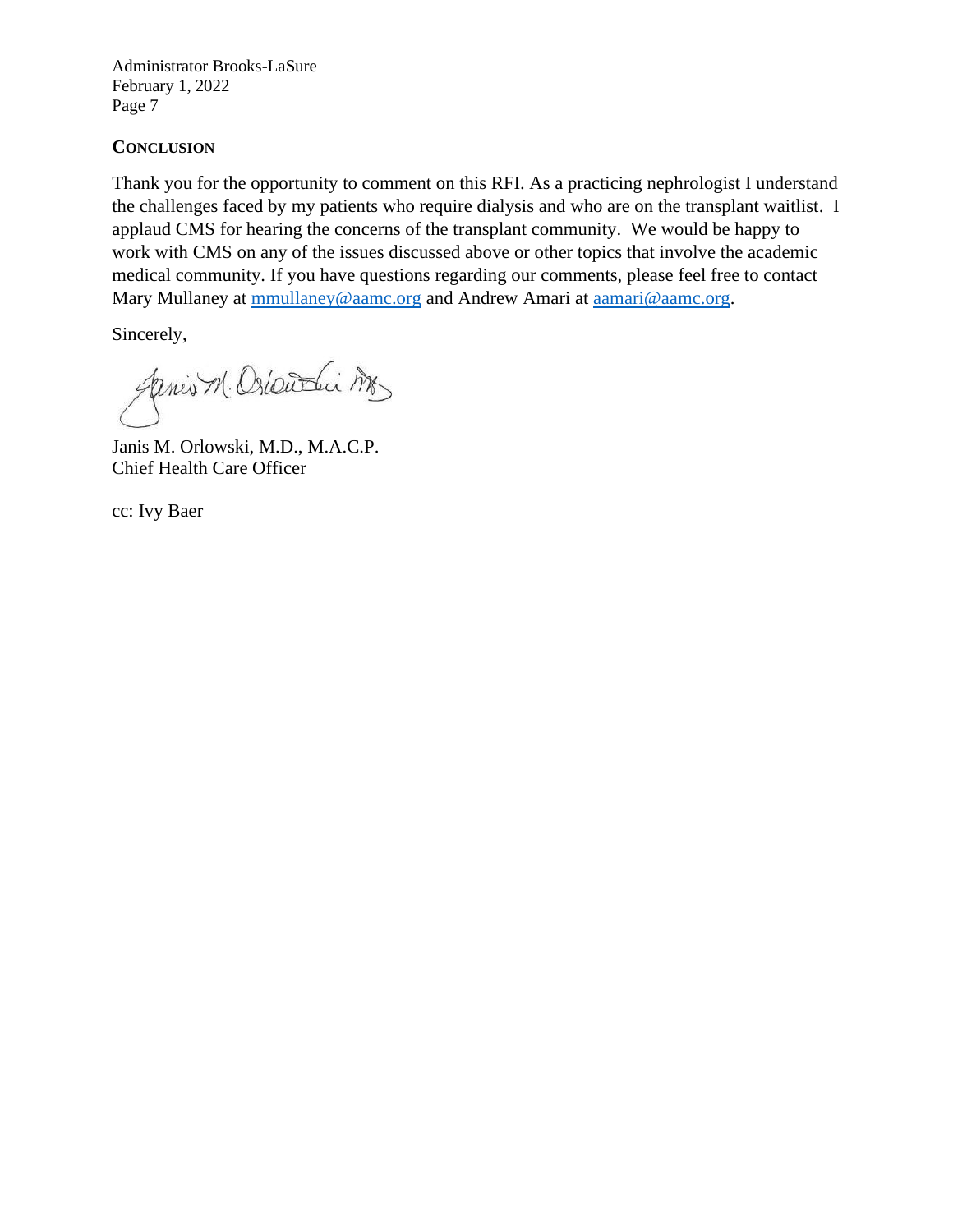## CONCLUSION

Thank you for the opportunity to comment on this RFI. As a practicing nephrologist I understand the challenges faced by my patients who require dialysis and who are on the transplant waitlist. I applaud CMS for hearing the concerns of the transplant community. We would be happy to work with CMS on any of the issues discussed above or other topics that involve the academic medical community. If you have questions regarding our comments, please feel free to contact Mary Mullaney at mmullaney@aamc.org and Andrew Amari at aamari@aamc.org.

Sincerely,

Janis M. Orlowski, M.D., M.A.C.P.
Chief Health Care Officer

cc: Ivy Baer